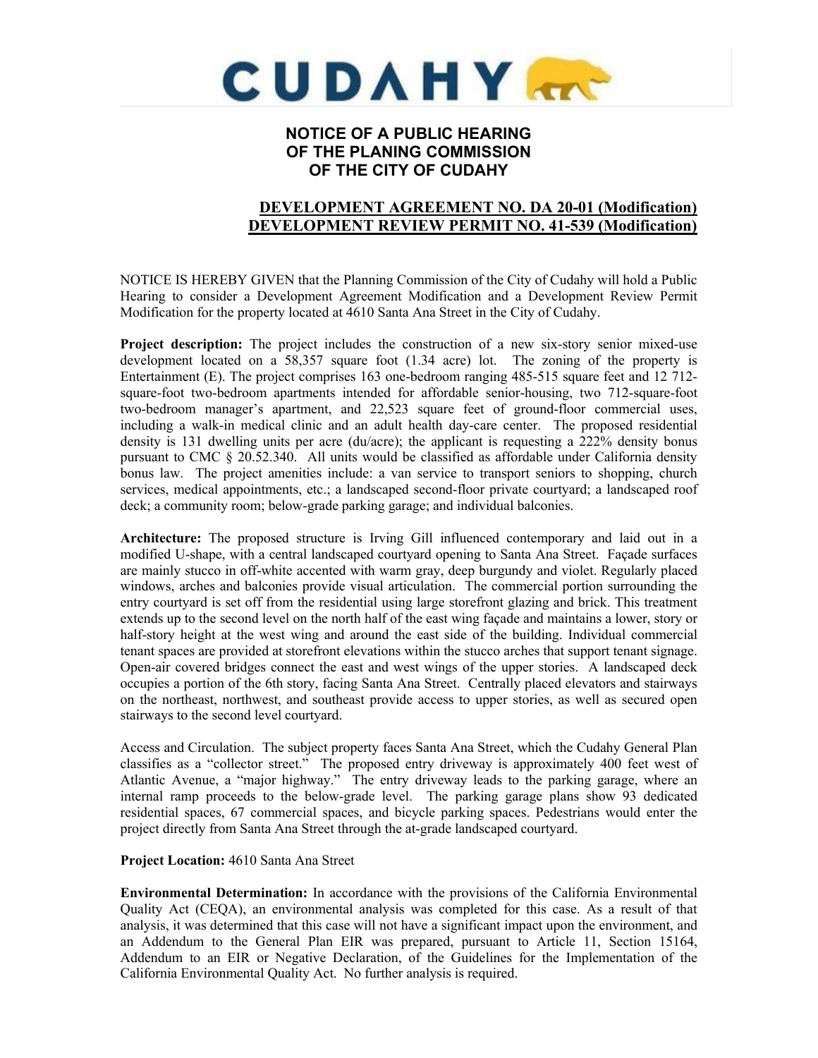# CUDAHY

## NOTICE OF A PUBLIC HEARING OF THE PLANING COMMISSION OF THE CITY OF CUDAHY

**DEVELOPMENT AGREEMENT NO. DA 20-01 (Modification)**
**DEVELOPMENT REVIEW PERMIT NO. 41-539 (Modification)**

NOTICE IS HEREBY GIVEN that the Planning Commission of the City of Cudahy will hold a Public Hearing to consider a Development Agreement Modification and a Development Review Permit Modification for the property located at 4610 Santa Ana Street in the City of Cudahy.

**Project description:** The project includes the construction of a new six-story senior mixed-use development located on a 58,357 square foot (1.34 acre) lot. The zoning of the property is Entertainment (E). The project comprises 163 one-bedroom ranging 485-515 square feet and 12 712-square-foot two-bedroom apartments intended for affordable senior-housing, two 712-square-foot two-bedroom manager's apartment, and 22,523 square feet of ground-floor commercial uses, including a walk-in medical clinic and an adult health day-care center. The proposed residential density is 131 dwelling units per acre (du/acre); the applicant is requesting a 222% density bonus pursuant to CMC § 20.52.340. All units would be classified as affordable under California density bonus law. The project amenities include: a van service to transport seniors to shopping, church services, medical appointments, etc.; a landscaped second-floor private courtyard; a landscaped roof deck; a community room; below-grade parking garage; and individual balconies.

**Architecture:** The proposed structure is Irving Gill influenced contemporary and laid out in a modified U-shape, with a central landscaped courtyard opening to Santa Ana Street. Façade surfaces are mainly stucco in off-white accented with warm gray, deep burgundy and violet. Regularly placed windows, arches and balconies provide visual articulation. The commercial portion surrounding the entry courtyard is set off from the residential using large storefront glazing and brick. This treatment extends up to the second level on the north half of the east wing façade and maintains a lower, story or half-story height at the west wing and around the east side of the building. Individual commercial tenant spaces are provided at storefront elevations within the stucco arches that support tenant signage. Open-air covered bridges connect the east and west wings of the upper stories. A landscaped deck occupies a portion of the 6th story, facing Santa Ana Street. Centrally placed elevators and stairways on the northeast, northwest, and southeast provide access to upper stories, as well as secured open stairways to the second level courtyard.

Access and Circulation. The subject property faces Santa Ana Street, which the Cudahy General Plan classifies as a "collector street." The proposed entry driveway is approximately 400 feet west of Atlantic Avenue, a "major highway." The entry driveway leads to the parking garage, where an internal ramp proceeds to the below-grade level. The parking garage plans show 93 dedicated residential spaces, 67 commercial spaces, and bicycle parking spaces. Pedestrians would enter the project directly from Santa Ana Street through the at-grade landscaped courtyard.

**Project Location:** 4610 Santa Ana Street

**Environmental Determination:** In accordance with the provisions of the California Environmental Quality Act (CEQA), an environmental analysis was completed for this case. As a result of that analysis, it was determined that this case will not have a significant impact upon the environment, and an Addendum to the General Plan EIR was prepared, pursuant to Article 11, Section 15164, Addendum to an EIR or Negative Declaration, of the Guidelines for the Implementation of the California Environmental Quality Act. No further analysis is required.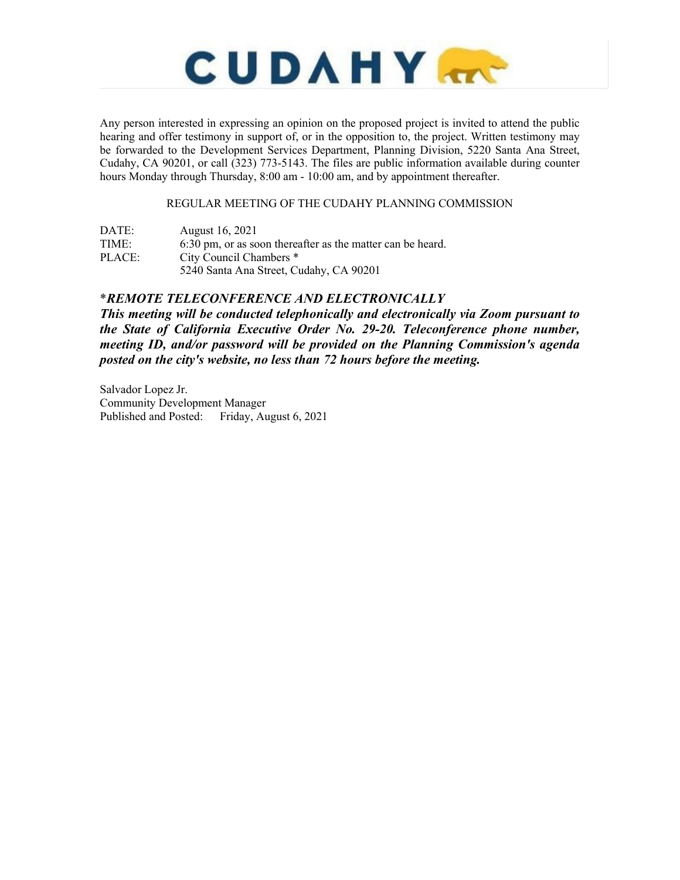# CUDAHY

Any person interested in expressing an opinion on the proposed project is invited to attend the public hearing and offer testimony in support of, or in the opposition to, the project. Written testimony may be forwarded to the Development Services Department, Planning Division, 5220 Santa Ana Street, Cudahy, CA 90201, or call (323) 773-5143. The files are public information available during counter hours Monday through Thursday, 8:00 am - 10:00 am, and by appointment thereafter.

REGULAR MEETING OF THE CUDAHY PLANNING COMMISSION

DATE: August 16, 2021
TIME: 6:30 pm, or as soon thereafter as the matter can be heard.
PLACE: City Council Chambers *
5240 Santa Ana Street, Cudahy, CA 90201

***REMOTE TELECONFERENCE AND ELECTRONICALLY***
***This meeting will be conducted telephonically and electronically via Zoom pursuant to the State of California Executive Order No. 29-20. Teleconference phone number, meeting ID, and/or password will be provided on the Planning Commission's agenda posted on the city's website, no less than 72 hours before the meeting.***

Salvador Lopez Jr.
Community Development Manager
Published and Posted: Friday, August 6, 2021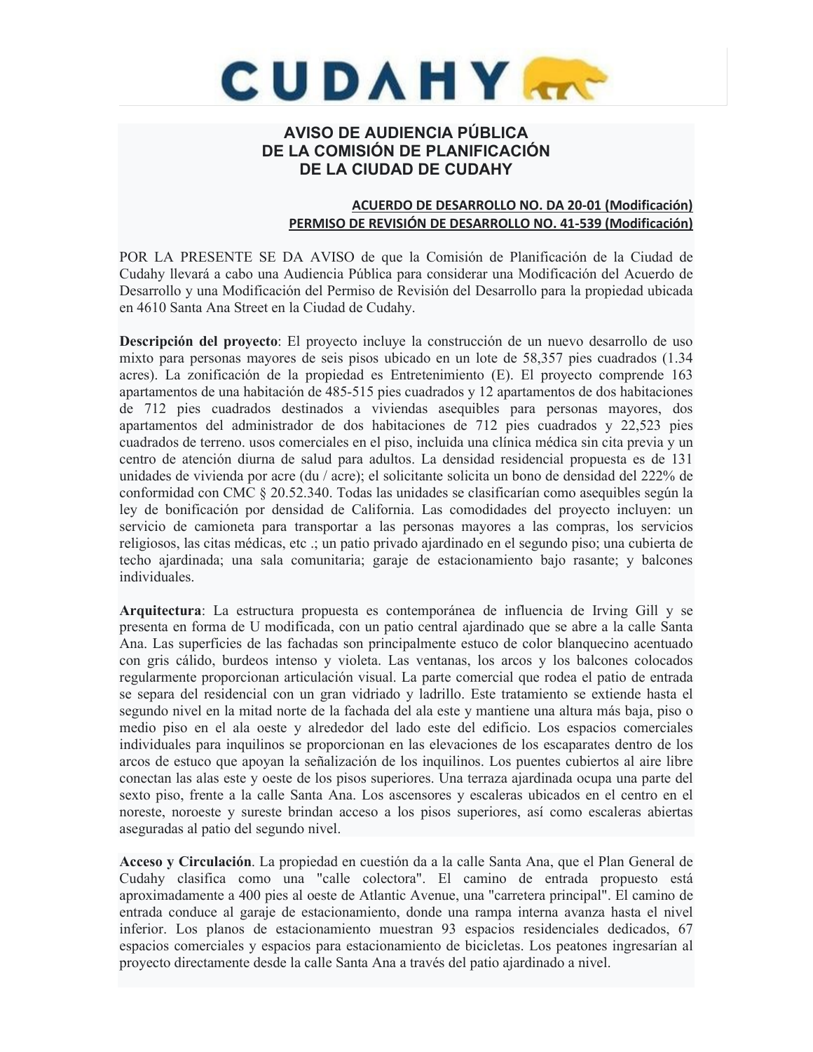# CUDAHY

## AVISO DE AUDIENCIA PÚBLICA
## DE LA COMISIÓN DE PLANIFICACIÓN
## DE LA CIUDAD DE CUDAHY

**ACUERDO DE DESARROLLO NO. DA 20-01 (Modificación)**
**PERMISO DE REVISIÓN DE DESARROLLO NO. 41-539 (Modificación)**

POR LA PRESENTE SE DA AVISO de que la Comisión de Planificación de la Ciudad de Cudahy llevará a cabo una Audiencia Pública para considerar una Modificación del Acuerdo de Desarrollo y una Modificación del Permiso de Revisión del Desarrollo para la propiedad ubicada en 4610 Santa Ana Street en la Ciudad de Cudahy.

**Descripción del proyecto**: El proyecto incluye la construcción de un nuevo desarrollo de uso mixto para personas mayores de seis pisos ubicado en un lote de 58,357 pies cuadrados (1.34 acres). La zonificación de la propiedad es Entretenimiento (E). El proyecto comprende 163 apartamentos de una habitación de 485-515 pies cuadrados y 12 apartamentos de dos habitaciones de 712 pies cuadrados destinados a viviendas asequibles para personas mayores, dos apartamentos del administrador de dos habitaciones de 712 pies cuadrados y 22,523 pies cuadrados de terreno. usos comerciales en el piso, incluida una clínica médica sin cita previa y un centro de atención diurna de salud para adultos. La densidad residencial propuesta es de 131 unidades de vivienda por acre (du / acre); el solicitante solicita un bono de densidad del 222% de conformidad con CMC § 20.52.340. Todas las unidades se clasificarían como asequibles según la ley de bonificación por densidad de California. Las comodidades del proyecto incluyen: un servicio de camioneta para transportar a las personas mayores a las compras, los servicios religiosos, las citas médicas, etc .; un patio privado ajardinado en el segundo piso; una cubierta de techo ajardinada; una sala comunitaria; garaje de estacionamiento bajo rasante; y balcones individuales.

**Arquitectura**: La estructura propuesta es contemporánea de influencia de Irving Gill y se presenta en forma de U modificada, con un patio central ajardinado que se abre a la calle Santa Ana. Las superficies de las fachadas son principalmente estuco de color blanquecino acentuado con gris cálido, burdeos intenso y violeta. Las ventanas, los arcos y los balcones colocados regularmente proporcionan articulación visual. La parte comercial que rodea el patio de entrada se separa del residencial con un gran vidriado y ladrillo. Este tratamiento se extiende hasta el segundo nivel en la mitad norte de la fachada del ala este y mantiene una altura más baja, piso o medio piso en el ala oeste y alrededor del lado este del edificio. Los espacios comerciales individuales para inquilinos se proporcionan en las elevaciones de los escaparates dentro de los arcos de estuco que apoyan la señalización de los inquilinos. Los puentes cubiertos al aire libre conectan las alas este y oeste de los pisos superiores. Una terraza ajardinada ocupa una parte del sexto piso, frente a la calle Santa Ana. Los ascensores y escaleras ubicados en el centro en el noreste, noroeste y sureste brindan acceso a los pisos superiores, así como escaleras abiertas aseguradas al patio del segundo nivel.

**Acceso y Circulación**. La propiedad en cuestión da a la calle Santa Ana, que el Plan General de Cudahy clasifica como una "calle colectora". El camino de entrada propuesto está aproximadamente a 400 pies al oeste de Atlantic Avenue, una "carretera principal". El camino de entrada conduce al garaje de estacionamiento, donde una rampa interna avanza hasta el nivel inferior. Los planos de estacionamiento muestran 93 espacios residenciales dedicados, 67 espacios comerciales y espacios para estacionamiento de bicicletas. Los peatones ingresarían al proyecto directamente desde la calle Santa Ana a través del patio ajardinado a nivel.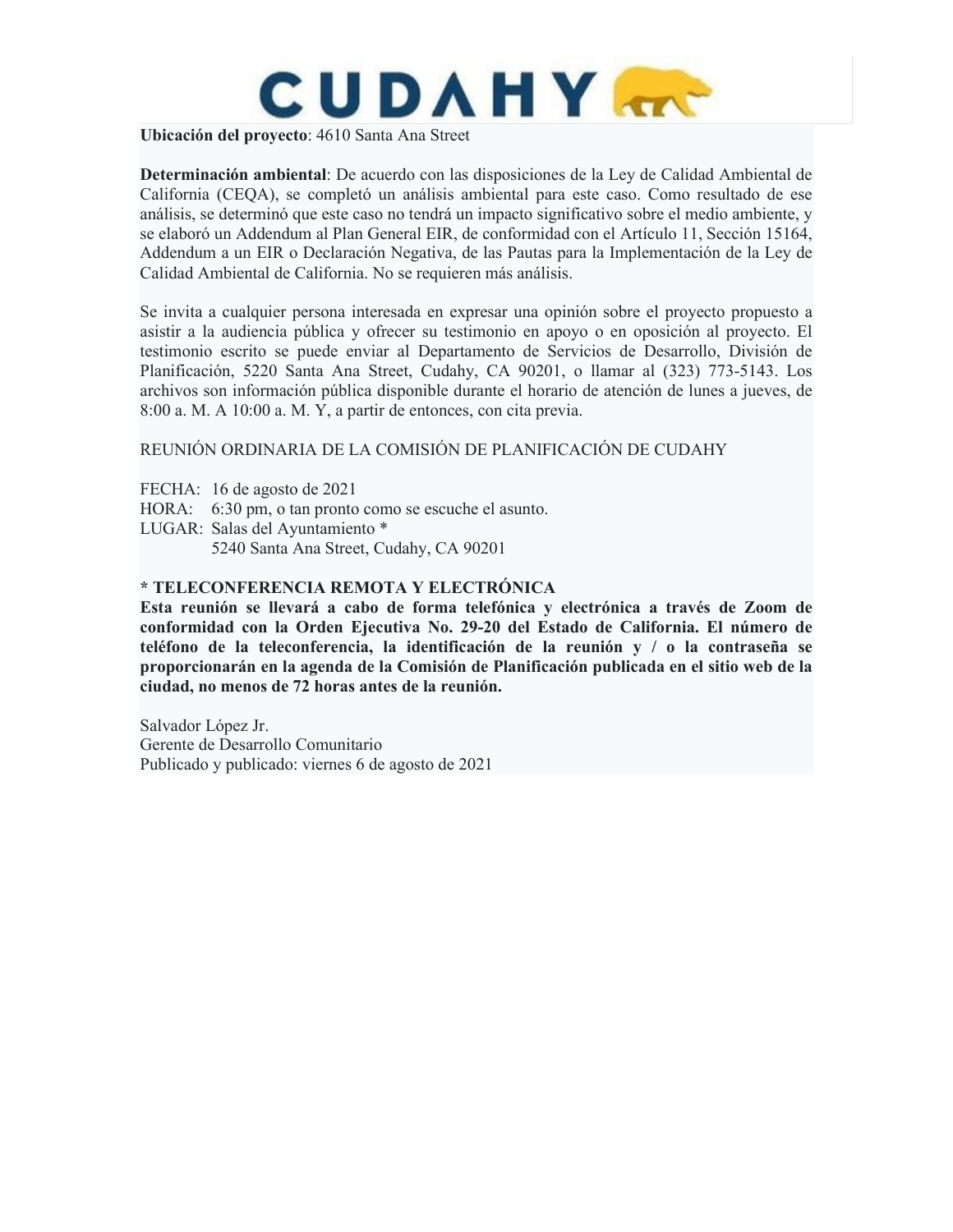CUDAHY

**Ubicación del proyecto**: 4610 Santa Ana Street

**Determinación ambiental**: De acuerdo con las disposiciones de la Ley de Calidad Ambiental de California (CEQA), se completó un análisis ambiental para este caso. Como resultado de ese análisis, se determinó que este caso no tendrá un impacto significativo sobre el medio ambiente, y se elaboró un Addendum al Plan General EIR, de conformidad con el Artículo 11, Sección 15164, Addendum a un EIR o Declaración Negativa, de las Pautas para la Implementación de la Ley de Calidad Ambiental de California. No se requieren más análisis.

Se invita a cualquier persona interesada en expresar una opinión sobre el proyecto propuesto a asistir a la audiencia pública y ofrecer su testimonio en apoyo o en oposición al proyecto. El testimonio escrito se puede enviar al Departamento de Servicios de Desarrollo, División de Planificación, 5220 Santa Ana Street, Cudahy, CA 90201, o llamar al (323) 773-5143. Los archivos son información pública disponible durante el horario de atención de lunes a jueves, de 8:00 a. M. A 10:00 a. M. Y, a partir de entonces, con cita previa.

REUNIÓN ORDINARIA DE LA COMISIÓN DE PLANIFICACIÓN DE CUDAHY

FECHA: 16 de agosto de 2021
HORA: 6:30 pm, o tan pronto como se escuche el asunto.
LUGAR: Salas del Ayuntamiento *
5240 Santa Ana Street, Cudahy, CA 90201

**\* TELECONFERENCIA REMOTA Y ELECTRÓNICA**
**Esta reunión se llevará a cabo de forma telefónica y electrónica a través de Zoom de conformidad con la Orden Ejecutiva No. 29-20 del Estado de California. El número de teléfono de la teleconferencia, la identificación de la reunión y / o la contraseña se proporcionarán en la agenda de la Comisión de Planificación publicada en el sitio web de la ciudad, no menos de 72 horas antes de la reunión.**

Salvador López Jr.
Gerente de Desarrollo Comunitario
Publicado y publicado: viernes 6 de agosto de 2021